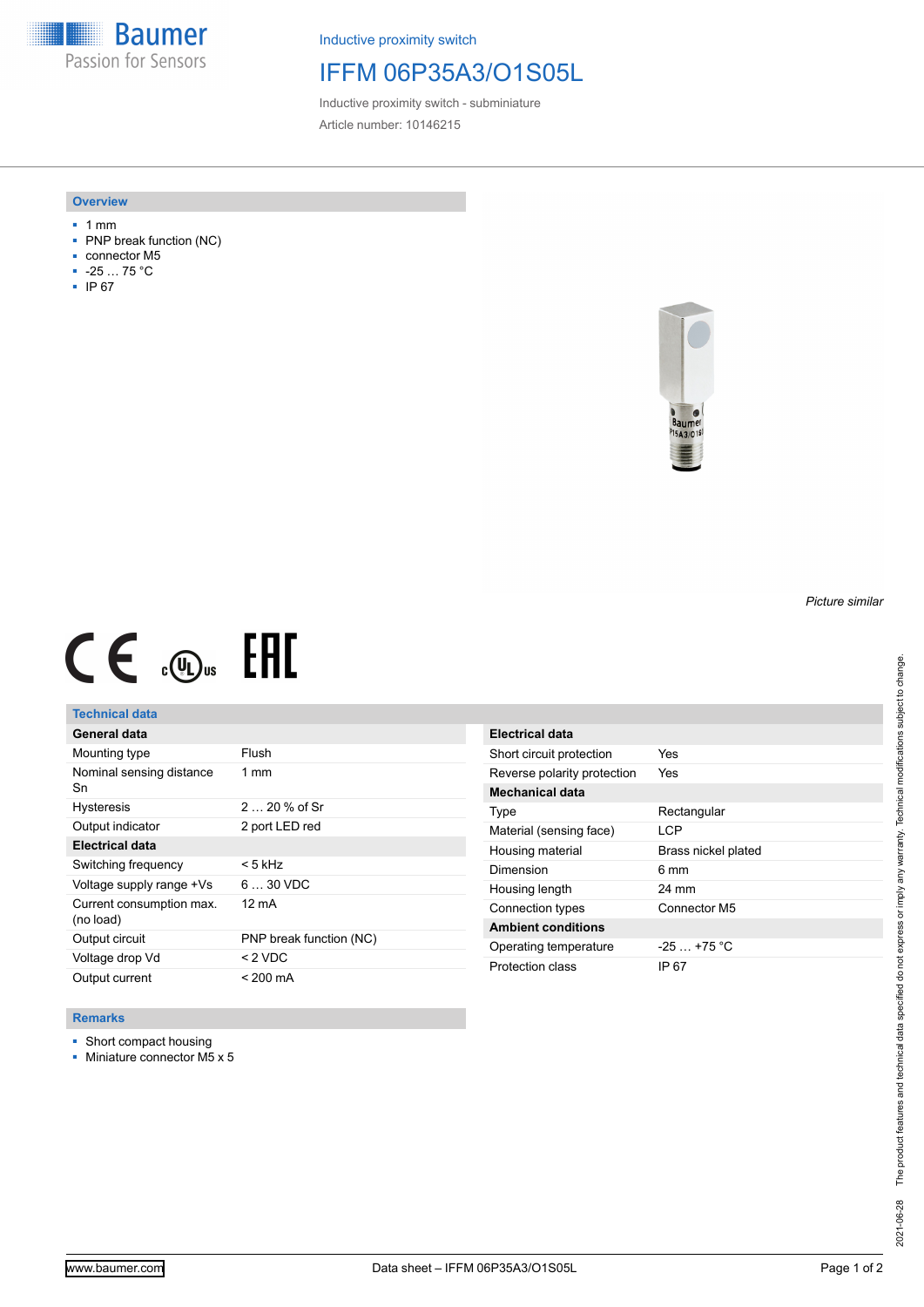Inductive proximity switch

# IFFM 06P35A3/O1S05L

Inductive proximity switch - subminiature

Article number: 10146215

## Overview

- 1 mm
- PNP break function (NC)
- connector M5
- -25 … 75 °C
- IP 67

*Picture similar*

## Technical data

| General data | |
|---|---|
| Mounting type | Flush |
| Nominal sensing distance Sn | 1 mm |
| Hysteresis | 2 … 20 % of Sr |
| Output indicator | 2 port LED red |
| **Electrical data** | |
| Switching frequency | < 5 kHz |
| Voltage supply range +Vs | 6 … 30 VDC |
| Current consumption max. (no load) | 12 mA |
| Output circuit | PNP break function (NC) |
| Voltage drop Vd | < 2 VDC |
| Output current | < 200 mA |

| Electrical data | |
|---|---|
| Short circuit protection | Yes |
| Reverse polarity protection | Yes |
| **Mechanical data** | |
| Type | Rectangular |
| Material (sensing face) | LCP |
| Housing material | Brass nickel plated |
| Dimension | 6 mm |
| Housing length | 24 mm |
| Connection types | Connector M5 |
| **Ambient conditions** | |
| Operating temperature | -25 … +75 °C |
| Protection class | IP 67 |

## Remarks

- Short compact housing
- Miniature connector M5 x 5

2021-06-28 The product features and technical data specified do not express or imply any warranty. Technical modifications subject to change.

www.baumer.com Data sheet – IFFM 06P35A3/O1S05L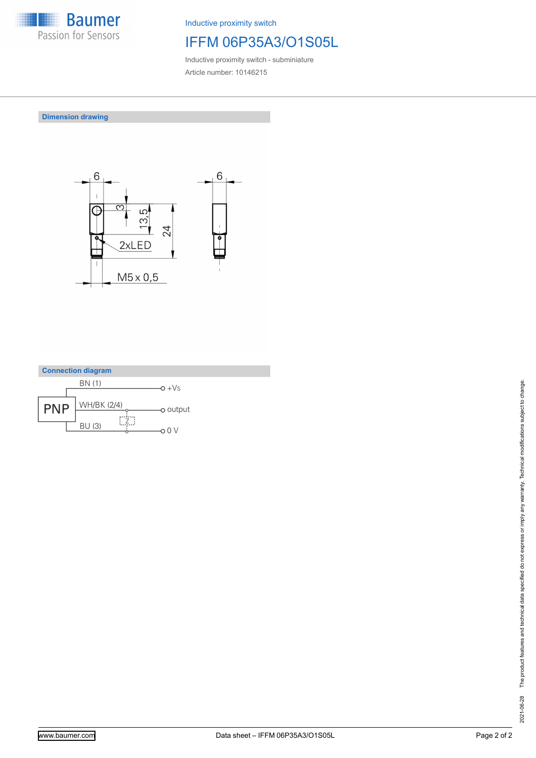Inductive proximity switch

# IFFM 06P35A3/O1S05L

Inductive proximity switch - subminiature

Article number: 10146215

## Dimension drawing

6

6

3

13,5

24

2xLED

M5 x 0,5

## Connection diagram

PNP

BN (1)

+Vs

WH/BK (2/4)

output

Z

BU (3)

0 V

2021-06-28 The product features and technical data specified do not express or imply any warranty. Technical modifications subject to change.

www.baumer.com

Data sheet – IFFM 06P35A3/O1S05L